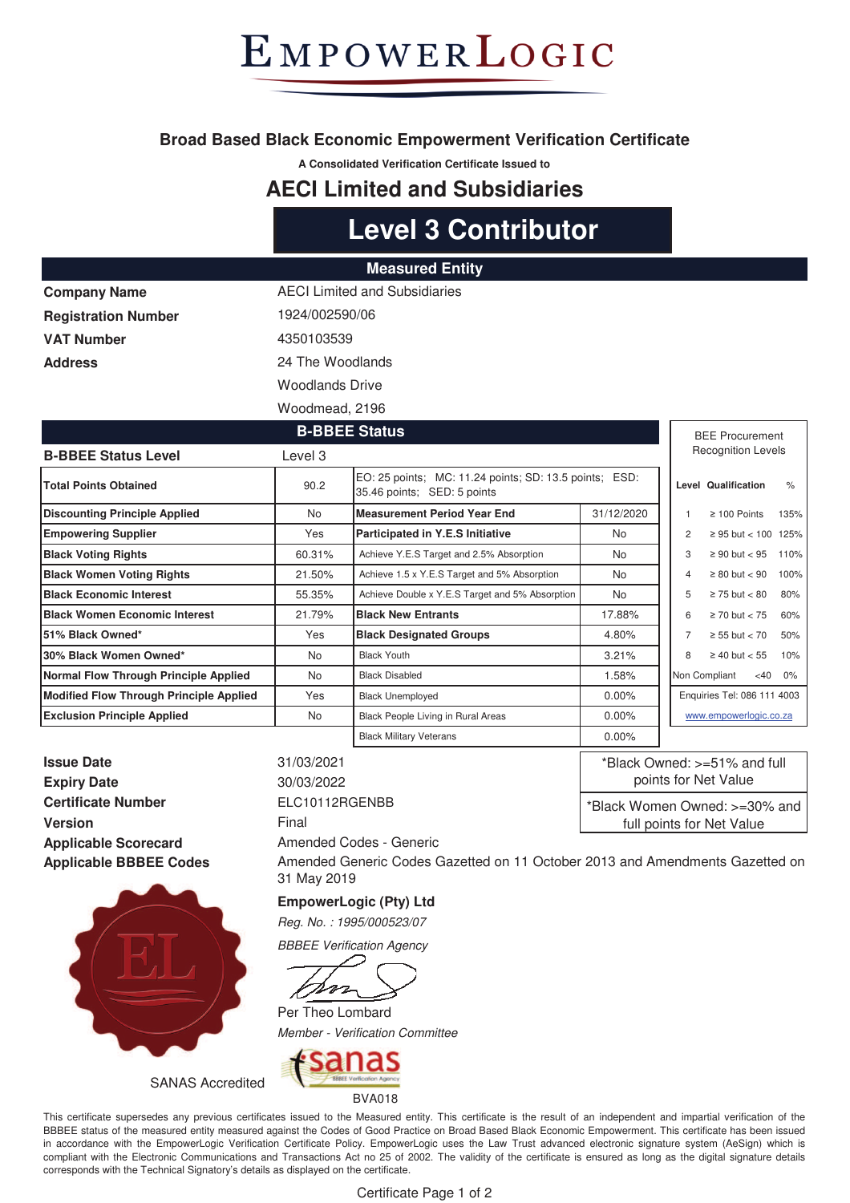# EMPOWERLOGIC

## Broad Based Black Economic Empowerment Verification Certificate

**A Consolidated Verification Certificate Issued to**

## AECI Limited and Subsidiaries

# Level 3 Contributor

### Measured Entity

| | |
|---|---|
| **Company Name** | AECI Limited and Subsidiaries |
| **Registration Number** | 1924/002590/06 |
| **VAT Number** | 4350103539 |
| **Address** | 24 The Woodlands<br>Woodlands Drive<br>Woodmead, 2196 |

### B-BBEE Status

| **B-BBEE Status Level** | Level 3 | | |
|---|---|---|---|
| **Total Points Obtained** | 90.2 | EO: 25 points; MC: 11.24 points; SD: 13.5 points; ESD: 35.46 points; SED: 5 points | |
| **Discounting Principle Applied** | No | **Measurement Period Year End** | 31/12/2020 |
| **Empowering Supplier** | Yes | **Participated in Y.E.S Initiative** | No |
| **Black Voting Rights** | 60.31% | Achieve Y.E.S Target and 2.5% Absorption | No |
| **Black Women Voting Rights** | 21.50% | Achieve 1.5 x Y.E.S Target and 5% Absorption | No |
| **Black Economic Interest** | 55.35% | Achieve Double x Y.E.S Target and 5% Absorption | No |
| **Black Women Economic Interest** | 21.79% | **Black New Entrants** | 17.88% |
| **51% Black Owned*** | Yes | **Black Designated Groups** | 4.80% |
| **30% Black Women Owned*** | No | Black Youth | 3.21% |
| **Normal Flow Through Principle Applied** | No | Black Disabled | 1.58% |
| **Modified Flow Through Principle Applied** | Yes | Black Unemployed | 0.00% |
| **Exclusion Principle Applied** | No | Black People Living in Rural Areas | 0.00% |
| | | Black Military Veterans | 0.00% |

**BEE Procurement Recognition Levels**

| Level | Qualification | % |
|---|---|---|
| 1 | ≥ 100 Points | 135% |
| 2 | ≥ 95 but < 100 | 125% |
| 3 | ≥ 90 but < 95 | 110% |
| 4 | ≥ 80 but < 90 | 100% |
| 5 | ≥ 75 but < 80 | 80% |
| 6 | ≥ 70 but < 75 | 60% |
| 7 | ≥ 55 but < 70 | 50% |
| 8 | ≥ 40 but < 55 | 10% |
| Non Compliant | <40 | 0% |

Enquiries Tel: 086 111 4003

www.empowerlogic.co.za

| | |
|---|---|
| **Issue Date** | 31/03/2021 |
| **Expiry Date** | 30/03/2022 |
| **Certificate Number** | ELC10112RGENBB |
| **Version** | Final |
| **Applicable Scorecard** | Amended Codes - Generic |
| **Applicable BBBEE Codes** | Amended Generic Codes Gazetted on 11 October 2013 and Amendments Gazetted on 31 May 2019 |

*Black Owned: >=51% and full points for Net Value

*Black Women Owned: >=30% and full points for Net Value

**EmpowerLogic (Pty) Ltd**

*Reg. No. : 1995/000523/07*

*BBBEE Verification Agency*

Per Theo Lombard

*Member - Verification Committee*

SANAS Accredited

BVA018

This certificate supersedes any previous certificates issued to the Measured entity. This certificate is the result of an independent and impartial verification of the BBBEE status of the measured entity measured against the Codes of Good Practice on Broad Based Black Economic Empowerment. This certificate has been issued in accordance with the EmpowerLogic Verification Certificate Policy. EmpowerLogic uses the Law Trust advanced electronic signature system (AeSign) which is compliant with the Electronic Communications and Transactions Act no 25 of 2002. The validity of the certificate is ensured as long as the digital signature details corresponds with the Technical Signatory's details as displayed on the certificate.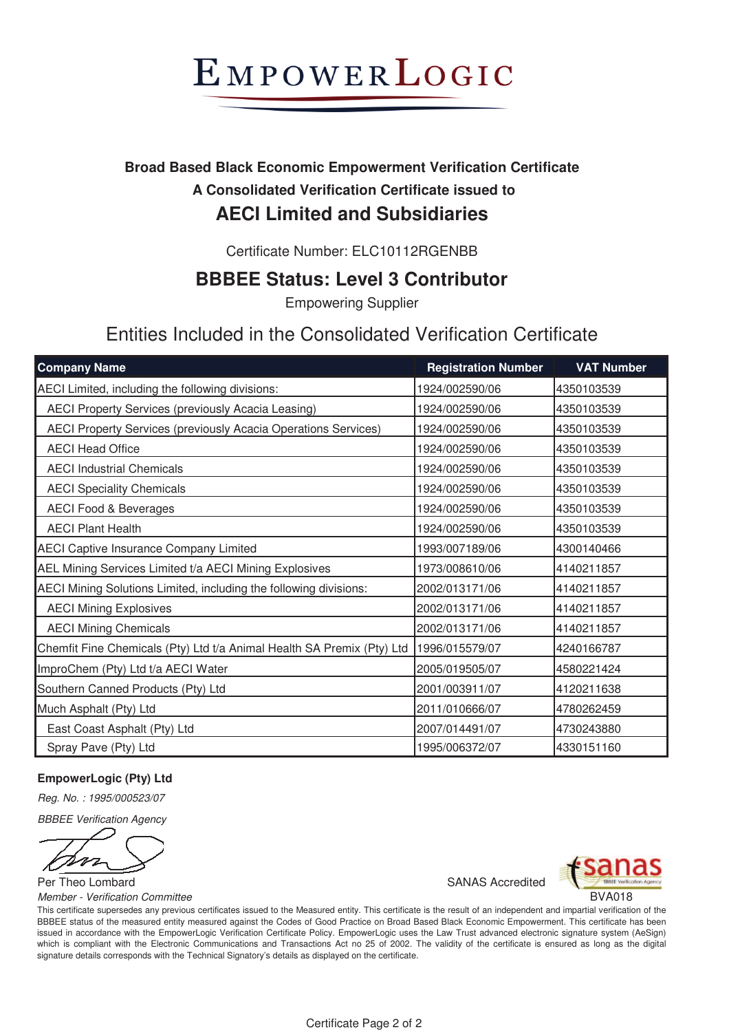# EMPOWERLOGIC

**Broad Based Black Economic Empowerment Verification Certificate**

**A Consolidated Verification Certificate issued to**

## AECI Limited and Subsidiaries

Certificate Number: ELC10112RGENBB

## BBBEE Status: Level 3 Contributor

Empowering Supplier

### Entities Included in the Consolidated Verification Certificate

| Company Name | Registration Number | VAT Number |
|---|---|---|
| AECI Limited, including the following divisions: | 1924/002590/06 | 4350103539 |
| AECI Property Services (previously Acacia Leasing) | 1924/002590/06 | 4350103539 |
| AECI Property Services (previously Acacia Operations Services) | 1924/002590/06 | 4350103539 |
| AECI Head Office | 1924/002590/06 | 4350103539 |
| AECI Industrial Chemicals | 1924/002590/06 | 4350103539 |
| AECI Speciality Chemicals | 1924/002590/06 | 4350103539 |
| AECI Food & Beverages | 1924/002590/06 | 4350103539 |
| AECI Plant Health | 1924/002590/06 | 4350103539 |
| AECI Captive Insurance Company Limited | 1993/007189/06 | 4300140466 |
| AEL Mining Services Limited t/a AECI Mining Explosives | 1973/008610/06 | 4140211857 |
| AECI Mining Solutions Limited, including the following divisions: | 2002/013171/06 | 4140211857 |
| AECI Mining Explosives | 2002/013171/06 | 4140211857 |
| AECI Mining Chemicals | 2002/013171/06 | 4140211857 |
| Chemfit Fine Chemicals (Pty) Ltd t/a Animal Health SA Premix (Pty) Ltd | 1996/015579/07 | 4240166787 |
| ImproChem (Pty) Ltd t/a AECI Water | 2005/019505/07 | 4580221424 |
| Southern Canned Products (Pty) Ltd | 2001/003911/07 | 4120211638 |
| Much Asphalt (Pty) Ltd | 2011/010666/07 | 4780262459 |
| East Coast Asphalt (Pty) Ltd | 2007/014491/07 | 4730243880 |
| Spray Pave (Pty) Ltd | 1995/006372/07 | 4330151160 |

**EmpowerLogic (Pty) Ltd**

*Reg. No. : 1995/000523/07*

*BBBEE Verification Agency*

Per Theo Lombard

*Member - Verification Committee*

SANAS Accredited

BVA018

This certificate supersedes any previous certificates issued to the Measured entity. This certificate is the result of an independent and impartial verification of the BBBEE status of the measured entity measured against the Codes of Good Practice on Broad Based Black Economic Empowerment. This certificate has been issued in accordance with the EmpowerLogic Verification Certificate Policy. EmpowerLogic uses the Law Trust advanced electronic signature system (AeSign) which is compliant with the Electronic Communications and Transactions Act no 25 of 2002. The validity of the certificate is ensured as long as the digital signature details corresponds with the Technical Signatory's details as displayed on the certificate.